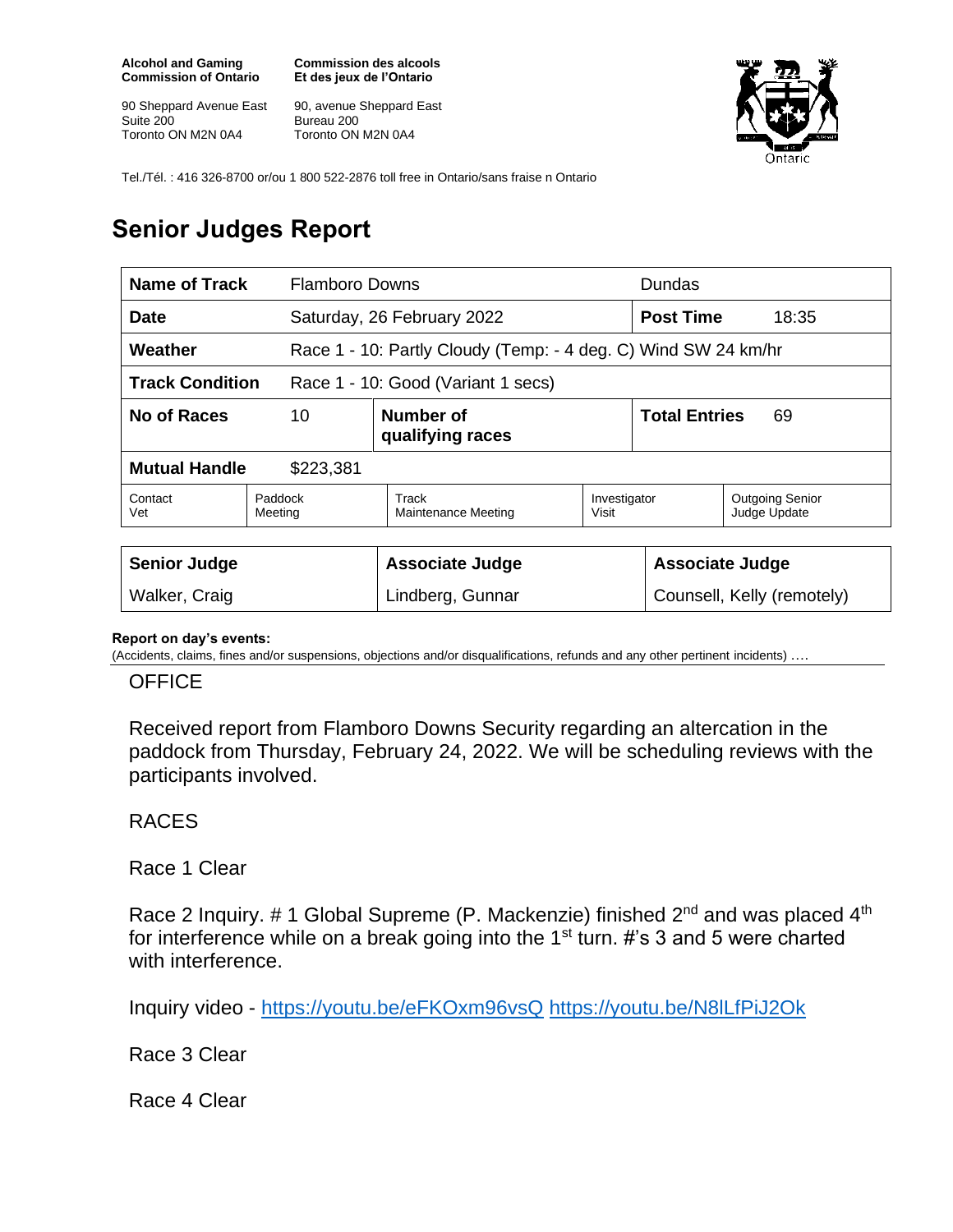**Alcohol and Gaming Commission of Ontario**

90 Sheppard Avenue East
Suite 200
Toronto ON M2N 0A4

**Commission des alcools Et des jeux de l'Ontario**

90, avenue Sheppard East
Bureau 200
Toronto ON M2N 0A4

Tel./Tél. : 416 326-8700 or/ou 1 800 522-2876 toll free in Ontario/sans fraise n Ontario

# Senior Judges Report

| | | | | |
|---|---|---|---|---|
| **Name of Track** | Flamboro Downs | | Dundas | |
| **Date** | Saturday, 26 February 2022 | | **Post Time** | 18:35 |
| **Weather** | Race 1 - 10: Partly Cloudy (Temp: - 4 deg. C) Wind SW 24 km/hr | | | |
| **Track Condition** | Race 1 - 10: Good (Variant 1 secs) | | | |
| **No of Races** | 10 | **Number of qualifying races** | **Total Entries** | 69 |
| **Mutual Handle** | $223,381 | | | |

| | | | | |
|---|---|---|---|---|
| Contact Vet | Paddock Meeting | Track Maintenance Meeting | Investigator Visit | Outgoing Senior Judge Update |

| **Senior Judge** | **Associate Judge** | **Associate Judge** |
|---|---|---|
| Walker, Craig | Lindberg, Gunnar | Counsell, Kelly (remotely) |

**Report on day's events:**
(Accidents, claims, fines and/or suspensions, objections and/or disqualifications, refunds and any other pertinent incidents) ….

OFFICE

Received report from Flamboro Downs Security regarding an altercation in the paddock from Thursday, February 24, 2022. We will be scheduling reviews with the participants involved.

RACES

Race 1 Clear

Race 2 Inquiry. # 1 Global Supreme (P. Mackenzie) finished 2nd and was placed 4th for interference while on a break going into the 1st turn. #'s 3 and 5 were charted with interference.

Inquiry video - https://youtu.be/eFKOxm96vsQ https://youtu.be/N8lLfPiJ2Ok

Race 3 Clear

Race 4 Clear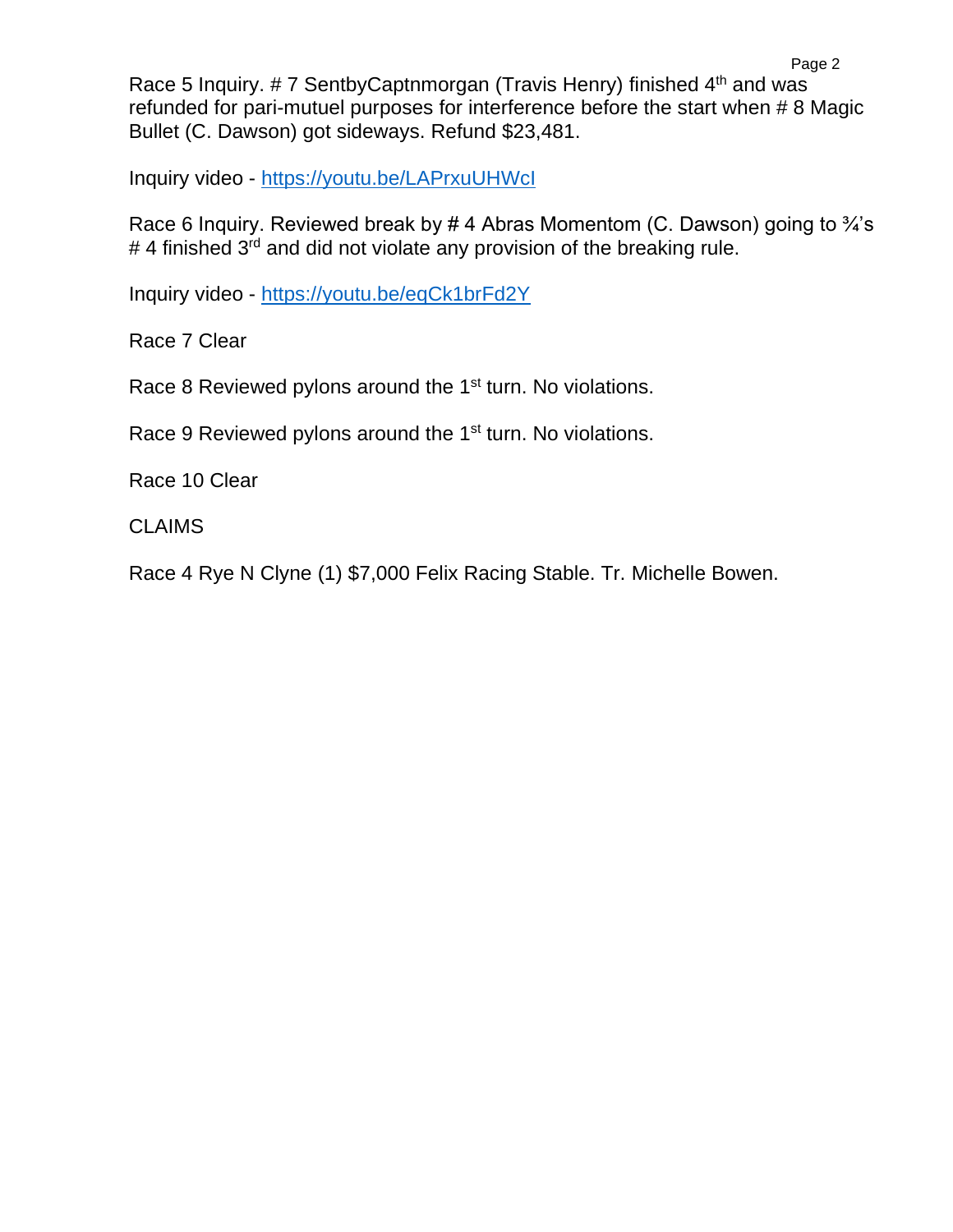Race 5 Inquiry. # 7 SentbyCaptnmorgan (Travis Henry) finished 4th and was refunded for pari-mutuel purposes for interference before the start when # 8 Magic Bullet (C. Dawson) got sideways. Refund $23,481.

Inquiry video - https://youtu.be/LAPrxuUHWcI

Race 6 Inquiry. Reviewed break by # 4 Abras Momentom (C. Dawson) going to ¾'s # 4 finished 3rd and did not violate any provision of the breaking rule.

Inquiry video - https://youtu.be/eqCk1brFd2Y

Race 7 Clear

Race 8 Reviewed pylons around the 1st turn. No violations.

Race 9 Reviewed pylons around the 1st turn. No violations.

Race 10 Clear

CLAIMS

Race 4 Rye N Clyne (1) $7,000 Felix Racing Stable. Tr. Michelle Bowen.